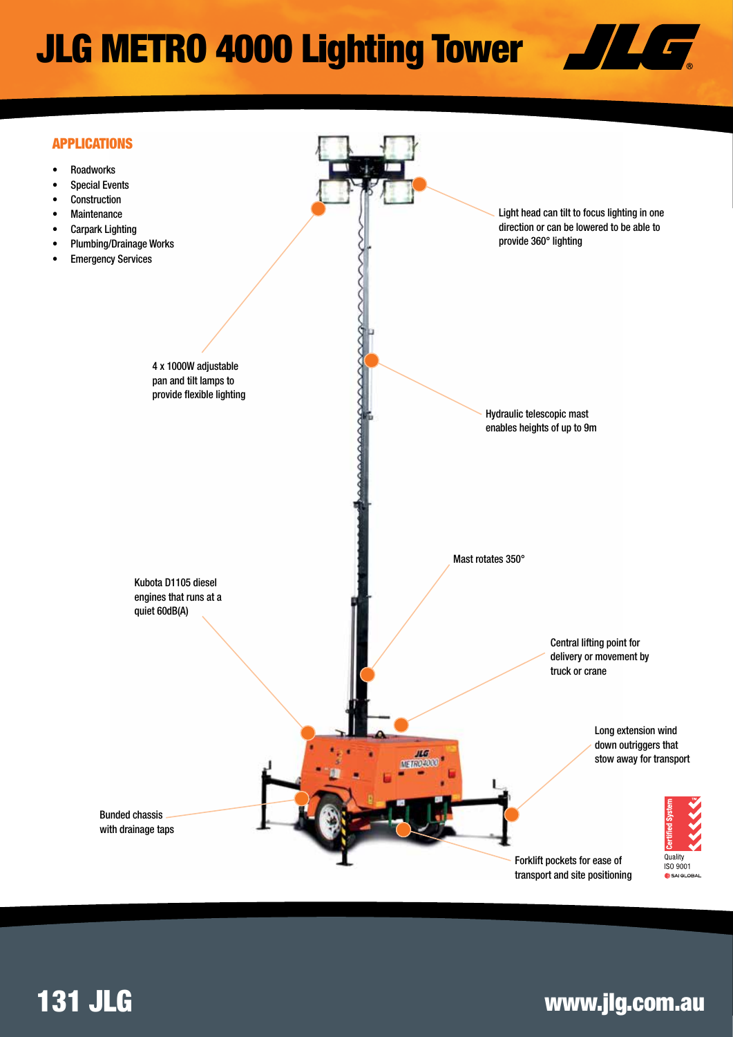# JLG METRO 4000 Lighting Tower

## APPLICATIONS

- Roadworks
- Special Events
- Construction
- Maintenance
- Carpark Lighting
- Plumbing/Drainage Works
- Emergency Services

Light head can tilt to focus lighting in one direction or can be lowered to be able to provide 360° lighting

4 x 1000W adjustable pan and tilt lamps to provide flexible lighting

Hydraulic telescopic mast enables heights of up to 9m

Mast rotates 350°

Kubota D1105 diesel engines that runs at a quiet 60dB(A)

Central lifting point for delivery or movement by truck or crane

Long extension wind down outriggers that stow away for transport

Bunded chassis with drainage taps

Forklift pockets for ease of transport and site positioning

Certified System Quality ISO 9001 SAI GLOBAL

www.jlg.com.au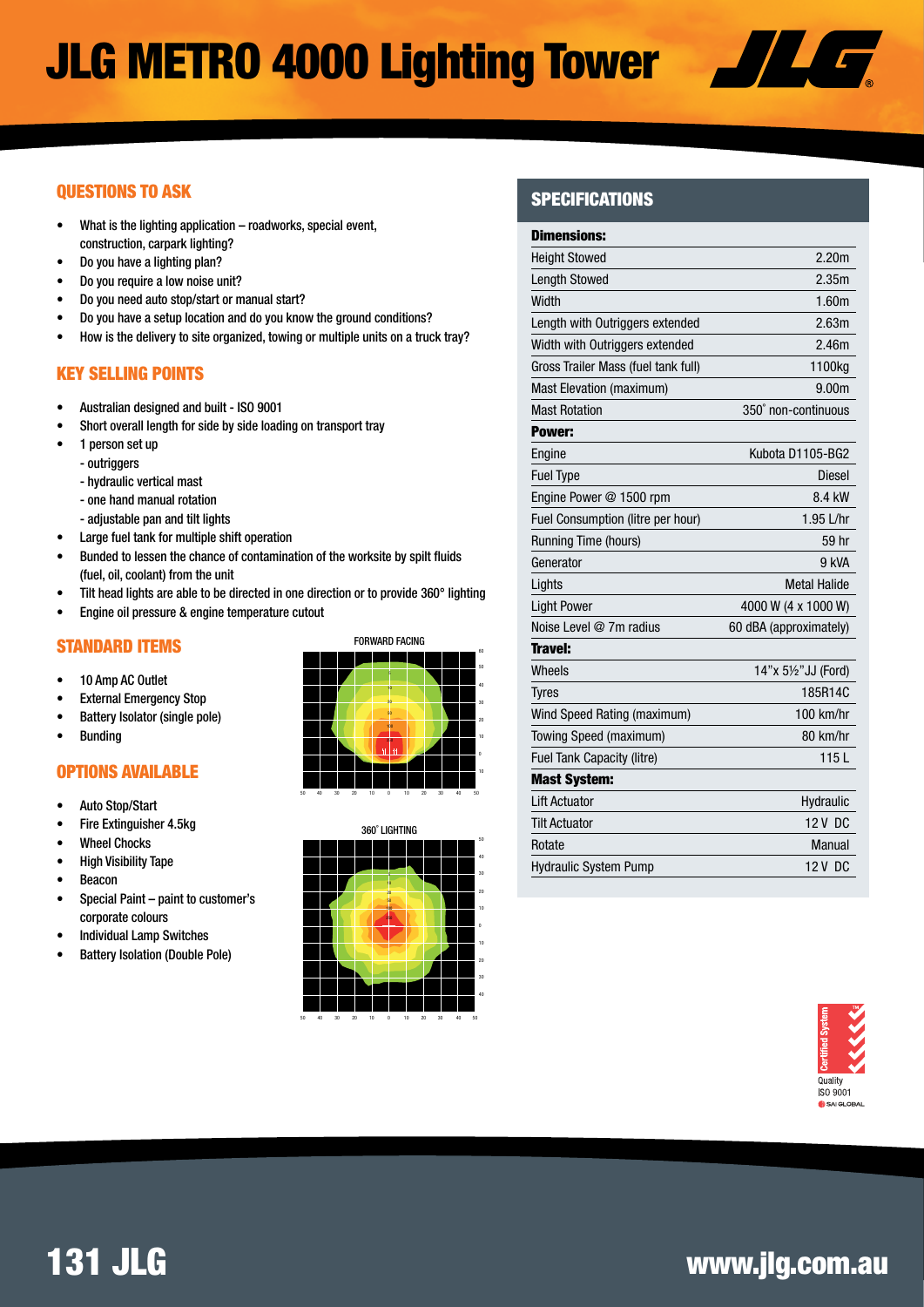# JLG METRO 4000 Lighting Tower

## QUESTIONS TO ASK

- What is the lighting application – roadworks, special event, construction, carpark lighting?
- Do you have a lighting plan?
- Do you require a low noise unit?
- Do you need auto stop/start or manual start?
- Do you have a setup location and do you know the ground conditions?
- How is the delivery to site organized, towing or multiple units on a truck tray?

## KEY SELLING POINTS

- Australian designed and built - ISO 9001
- Short overall length for side by side loading on transport tray
- 1 person set up
  - outriggers
  - hydraulic vertical mast
  - one hand manual rotation
  - adjustable pan and tilt lights
- Large fuel tank for multiple shift operation
- Bunded to lessen the chance of contamination of the worksite by spilt fluids (fuel, oil, coolant) from the unit
- Tilt head lights are able to be directed in one direction or to provide 360° lighting
- Engine oil pressure & engine temperature cutout

## STANDARD ITEMS

- 10 Amp AC Outlet
- External Emergency Stop
- Battery Isolator (single pole)
- Bunding

## OPTIONS AVAILABLE

- Auto Stop/Start
- Fire Extinguisher 4.5kg
- Wheel Chocks
- High Visibility Tape
- Beacon
- Special Paint – paint to customer's corporate colours
- Individual Lamp Switches
- Battery Isolation (Double Pole)

FORWARD FACING

360˚ LIGHTING

## SPECIFICATIONS

| | |
|---|---|
| **Dimensions:** | |
| Height Stowed | 2.20m |
| Length Stowed | 2.35m |
| Width | 1.60m |
| Length with Outriggers extended | 2.63m |
| Width with Outriggers extended | 2.46m |
| Gross Trailer Mass (fuel tank full) | 1100kg |
| Mast Elevation (maximum) | 9.00m |
| Mast Rotation | 350˚ non-continuous |
| **Power:** | |
| Engine | Kubota D1105-BG2 |
| Fuel Type | Diesel |
| Engine Power @ 1500 rpm | 8.4 kW |
| Fuel Consumption (litre per hour) | 1.95 L/hr |
| Running Time (hours) | 59 hr |
| Generator | 9 kVA |
| Lights | Metal Halide |
| Light Power | 4000 W (4 x 1000 W) |
| Noise Level @ 7m radius | 60 dBA (approximately) |
| **Travel:** | |
| Wheels | 14"x 5½"JJ (Ford) |
| Tyres | 185R14C |
| Wind Speed Rating (maximum) | 100 km/hr |
| Towing Speed (maximum) | 80 km/hr |
| Fuel Tank Capacity (litre) | 115 L |
| **Mast System:** | |
| Lift Actuator | Hydraulic |
| Tilt Actuator | 12 V DC |
| Rotate | Manual |
| Hydraulic System Pump | 12 V DC |

Certified System Quality ISO 9001 SAI GLOBAL

131 JLG

www.jlg.com.au